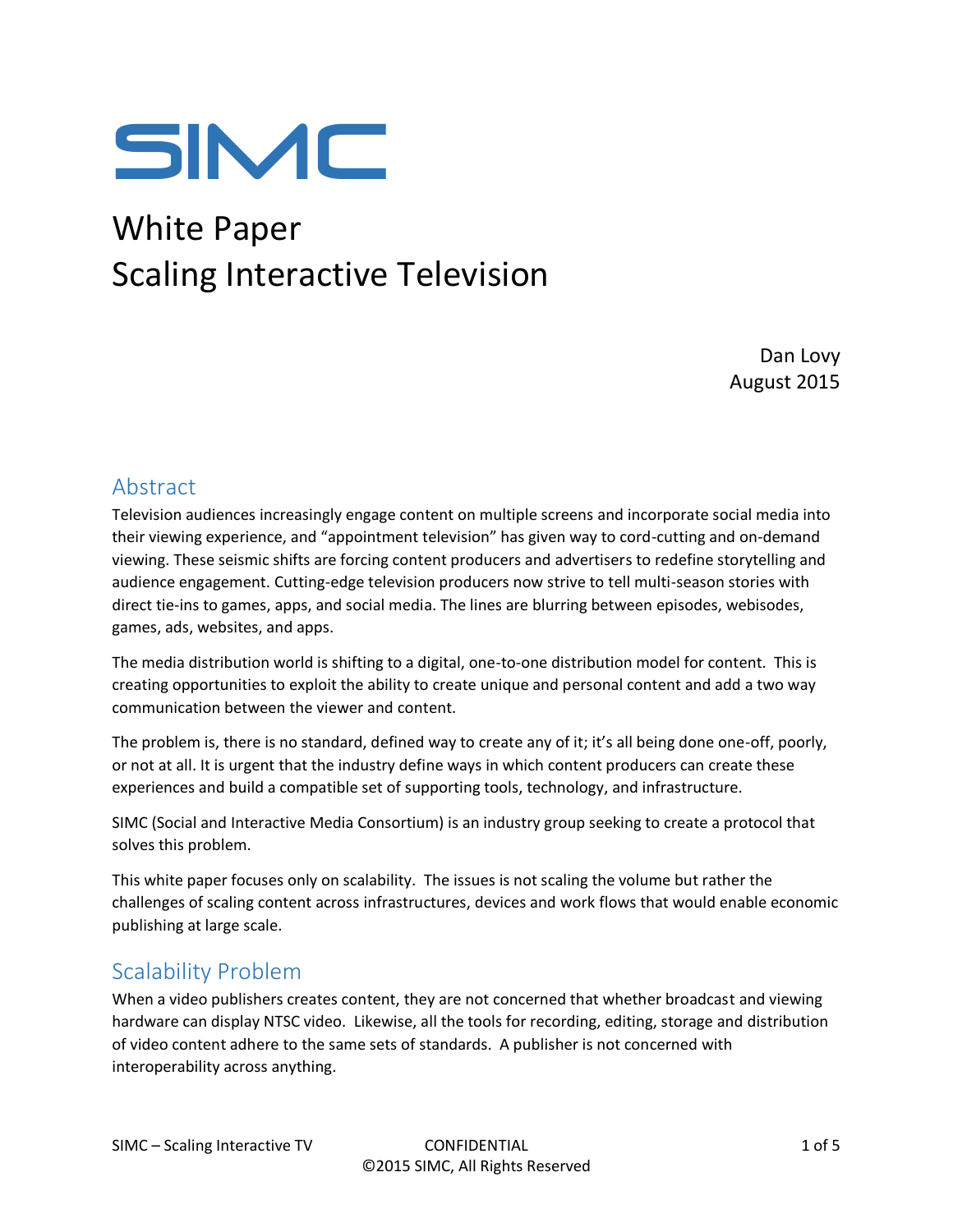# SIMC

# White Paper
# Scaling Interactive Television

Dan Lovy
August 2015

## Abstract

Television audiences increasingly engage content on multiple screens and incorporate social media into their viewing experience, and "appointment television" has given way to cord-cutting and on-demand viewing. These seismic shifts are forcing content producers and advertisers to redefine storytelling and audience engagement. Cutting-edge television producers now strive to tell multi-season stories with direct tie-ins to games, apps, and social media. The lines are blurring between episodes, webisodes, games, ads, websites, and apps.

The media distribution world is shifting to a digital, one-to-one distribution model for content. This is creating opportunities to exploit the ability to create unique and personal content and add a two way communication between the viewer and content.

The problem is, there is no standard, defined way to create any of it; it's all being done one-off, poorly, or not at all. It is urgent that the industry define ways in which content producers can create these experiences and build a compatible set of supporting tools, technology, and infrastructure.

SIMC (Social and Interactive Media Consortium) is an industry group seeking to create a protocol that solves this problem.

This white paper focuses only on scalability. The issues is not scaling the volume but rather the challenges of scaling content across infrastructures, devices and work flows that would enable economic publishing at large scale.

## Scalability Problem

When a video publishers creates content, they are not concerned that whether broadcast and viewing hardware can display NTSC video. Likewise, all the tools for recording, editing, storage and distribution of video content adhere to the same sets of standards. A publisher is not concerned with interoperability across anything.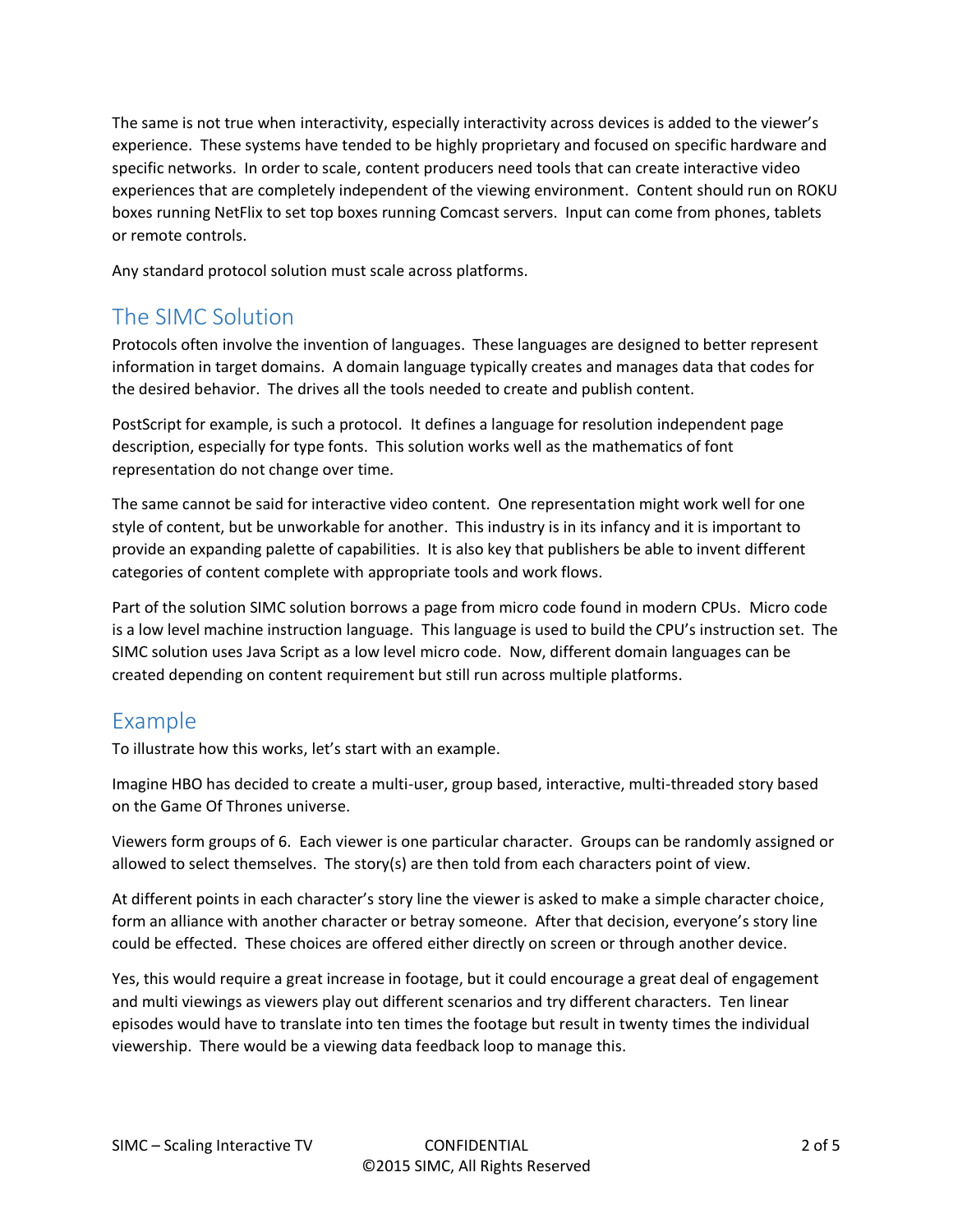The same is not true when interactivity, especially interactivity across devices is added to the viewer's experience. These systems have tended to be highly proprietary and focused on specific hardware and specific networks. In order to scale, content producers need tools that can create interactive video experiences that are completely independent of the viewing environment. Content should run on ROKU boxes running NetFlix to set top boxes running Comcast servers. Input can come from phones, tablets or remote controls.

Any standard protocol solution must scale across platforms.

## The SIMC Solution

Protocols often involve the invention of languages. These languages are designed to better represent information in target domains. A domain language typically creates and manages data that codes for the desired behavior. The drives all the tools needed to create and publish content.

PostScript for example, is such a protocol. It defines a language for resolution independent page description, especially for type fonts. This solution works well as the mathematics of font representation do not change over time.

The same cannot be said for interactive video content. One representation might work well for one style of content, but be unworkable for another. This industry is in its infancy and it is important to provide an expanding palette of capabilities. It is also key that publishers be able to invent different categories of content complete with appropriate tools and work flows.

Part of the solution SIMC solution borrows a page from micro code found in modern CPUs. Micro code is a low level machine instruction language. This language is used to build the CPU's instruction set. The SIMC solution uses Java Script as a low level micro code. Now, different domain languages can be created depending on content requirement but still run across multiple platforms.

## Example

To illustrate how this works, let's start with an example.

Imagine HBO has decided to create a multi-user, group based, interactive, multi-threaded story based on the Game Of Thrones universe.

Viewers form groups of 6. Each viewer is one particular character. Groups can be randomly assigned or allowed to select themselves. The story(s) are then told from each characters point of view.

At different points in each character's story line the viewer is asked to make a simple character choice, form an alliance with another character or betray someone. After that decision, everyone's story line could be effected. These choices are offered either directly on screen or through another device.

Yes, this would require a great increase in footage, but it could encourage a great deal of engagement and multi viewings as viewers play out different scenarios and try different characters. Ten linear episodes would have to translate into ten times the footage but result in twenty times the individual viewership. There would be a viewing data feedback loop to manage this.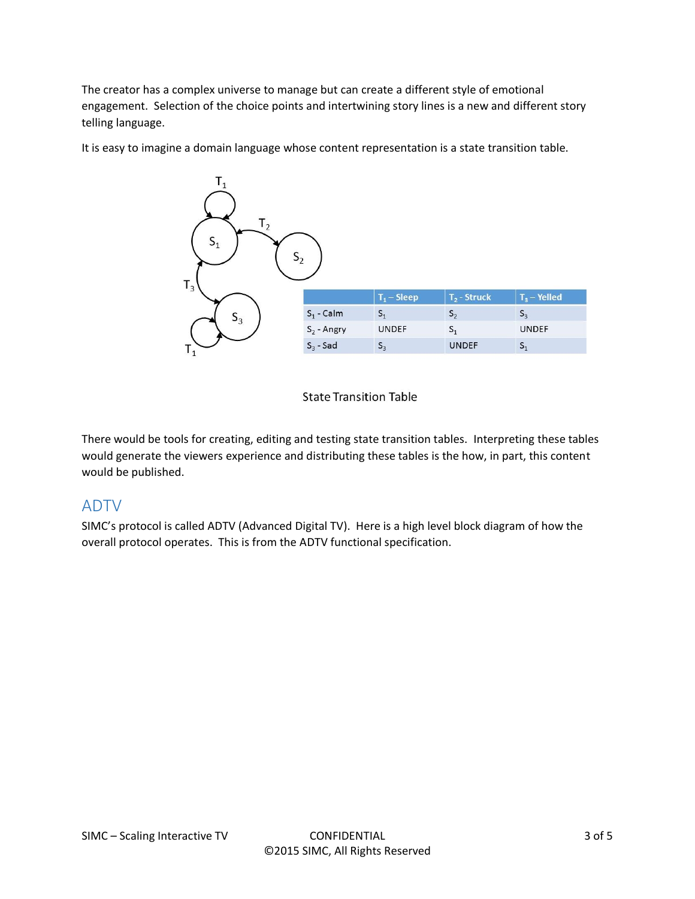The creator has a complex universe to manage but can create a different style of emotional engagement. Selection of the choice points and intertwining story lines is a new and different story telling language.

It is easy to imagine a domain language whose content representation is a state transition table.

| | $T_1$ – Sleep | $T_2$ - Struck | $T_3$ – Yelled |
|---|---|---|---|
| $S_1$ - Calm | $S_1$ | $S_2$ | $S_3$ |
| $S_2$ - Angry | UNDEF | $S_1$ | UNDEF |
| $S_3$ - Sad | $S_3$ | UNDEF | $S_1$ |

State Transition Table

There would be tools for creating, editing and testing state transition tables. Interpreting these tables would generate the viewers experience and distributing these tables is the how, in part, this content would be published.

## ADTV

SIMC's protocol is called ADTV (Advanced Digital TV). Here is a high level block diagram of how the overall protocol operates. This is from the ADTV functional specification.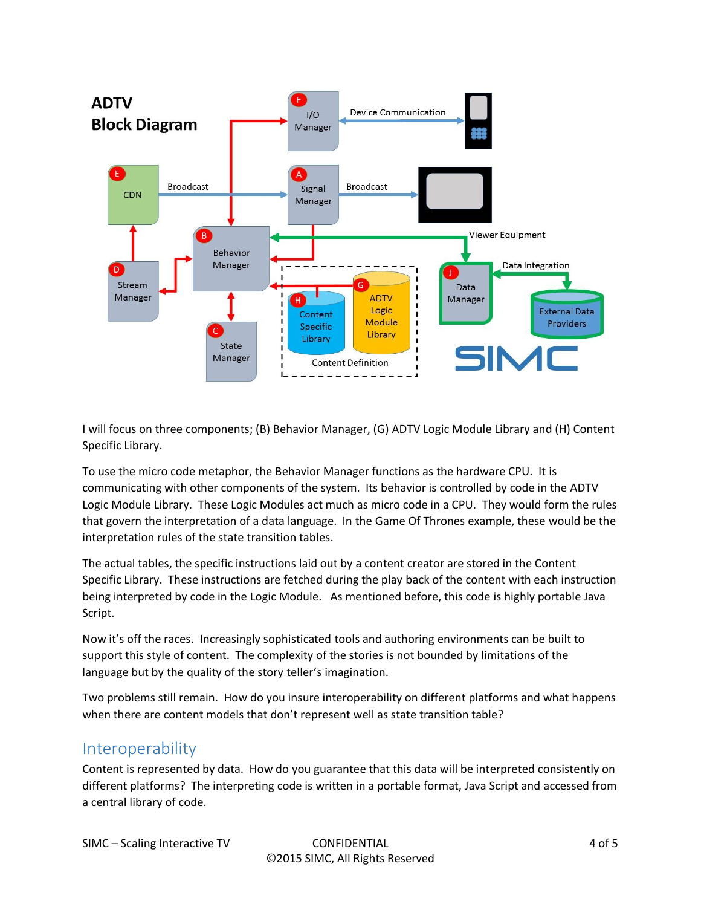**ADTV**
**Block Diagram**

I will focus on three components; (B) Behavior Manager, (G) ADTV Logic Module Library and (H) Content Specific Library.

To use the micro code metaphor, the Behavior Manager functions as the hardware CPU. It is communicating with other components of the system. Its behavior is controlled by code in the ADTV Logic Module Library. These Logic Modules act much as micro code in a CPU. They would form the rules that govern the interpretation of a data language. In the Game Of Thrones example, these would be the interpretation rules of the state transition tables.

The actual tables, the specific instructions laid out by a content creator are stored in the Content Specific Library. These instructions are fetched during the play back of the content with each instruction being interpreted by code in the Logic Module. As mentioned before, this code is highly portable Java Script.

Now it's off the races. Increasingly sophisticated tools and authoring environments can be built to support this style of content. The complexity of the stories is not bounded by limitations of the language but by the quality of the story teller's imagination.

Two problems still remain. How do you insure interoperability on different platforms and what happens when there are content models that don't represent well as state transition table?

## Interoperability

Content is represented by data. How do you guarantee that this data will be interpreted consistently on different platforms? The interpreting code is written in a portable format, Java Script and accessed from a central library of code.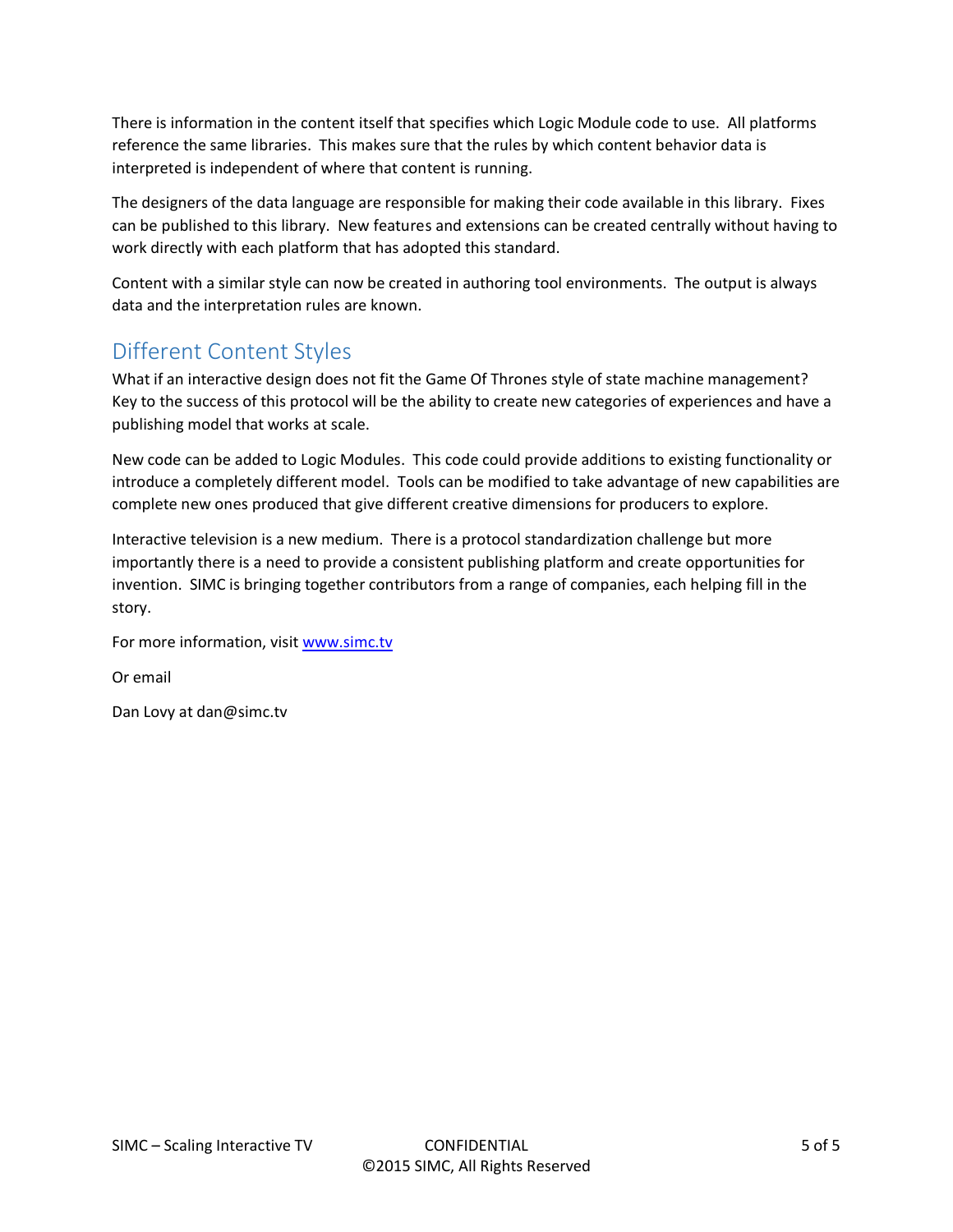There is information in the content itself that specifies which Logic Module code to use. All platforms reference the same libraries. This makes sure that the rules by which content behavior data is interpreted is independent of where that content is running.

The designers of the data language are responsible for making their code available in this library. Fixes can be published to this library. New features and extensions can be created centrally without having to work directly with each platform that has adopted this standard.

Content with a similar style can now be created in authoring tool environments. The output is always data and the interpretation rules are known.

## Different Content Styles

What if an interactive design does not fit the Game Of Thrones style of state machine management? Key to the success of this protocol will be the ability to create new categories of experiences and have a publishing model that works at scale.

New code can be added to Logic Modules. This code could provide additions to existing functionality or introduce a completely different model. Tools can be modified to take advantage of new capabilities are complete new ones produced that give different creative dimensions for producers to explore.

Interactive television is a new medium. There is a protocol standardization challenge but more importantly there is a need to provide a consistent publishing platform and create opportunities for invention. SIMC is bringing together contributors from a range of companies, each helping fill in the story.

For more information, visit [www.simc.tv](http://www.simc.tv)

Or email

Dan Lovy at dan@simc.tv